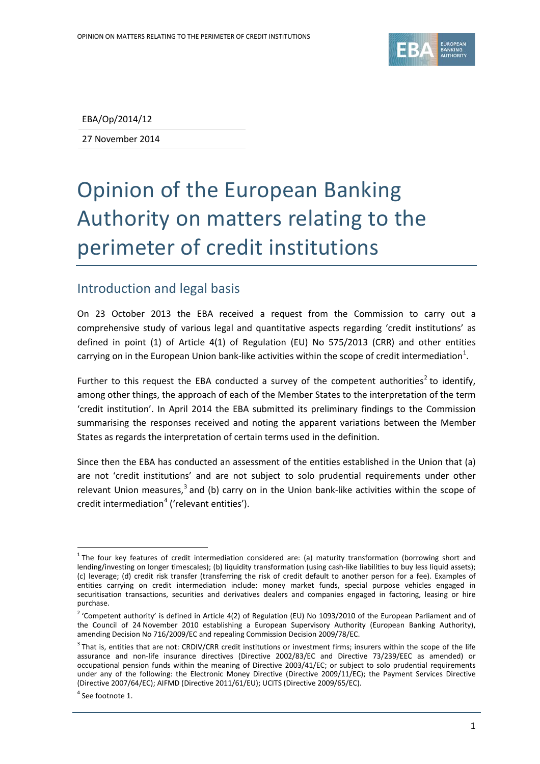EBA/Op/2014/12

27 November 2014

# Opinion of the European Banking Authority on matters relating to the perimeter of credit institutions

## Introduction and legal basis

On 23 October 2013 the EBA received a request from the Commission to carry out a comprehensive study of various legal and quantitative aspects regarding 'credit institutions' as defined in point (1) of Article 4(1) of Regulation (EU) No 575/2013 (CRR) and other entities carrying on in the European Union bank-like activities within the scope of credit intermediation[1].

Further to this request the EBA conducted a survey of the competent authorities[2] to identify, among other things, the approach of each of the Member States to the interpretation of the term 'credit institution'. In April 2014 the EBA submitted its preliminary findings to the Commission summarising the responses received and noting the apparent variations between the Member States as regards the interpretation of certain terms used in the definition.

Since then the EBA has conducted an assessment of the entities established in the Union that (a) are not 'credit institutions' and are not subject to solo prudential requirements under other relevant Union measures,[3] and (b) carry on in the Union bank-like activities within the scope of credit intermediation[4] ('relevant entities').

---

[1] The four key features of credit intermediation considered are: (a) maturity transformation (borrowing short and lending/investing on longer timescales); (b) liquidity transformation (using cash-like liabilities to buy less liquid assets); (c) leverage; (d) credit risk transfer (transferring the risk of credit default to another person for a fee). Examples of entities carrying on credit intermediation include: money market funds, special purpose vehicles engaged in securitisation transactions, securities and derivatives dealers and companies engaged in factoring, leasing or hire purchase.

[2] 'Competent authority' is defined in Article 4(2) of Regulation (EU) No 1093/2010 of the European Parliament and of the Council of 24 November 2010 establishing a European Supervisory Authority (European Banking Authority), amending Decision No 716/2009/EC and repealing Commission Decision 2009/78/EC.

[3] That is, entities that are not: CRDIV/CRR credit institutions or investment firms; insurers within the scope of the life assurance and non-life insurance directives (Directive 2002/83/EC and Directive 73/239/EEC as amended) or occupational pension funds within the meaning of Directive 2003/41/EC; or subject to solo prudential requirements under any of the following: the Electronic Money Directive (Directive 2009/11/EC); the Payment Services Directive (Directive 2007/64/EC); AIFMD (Directive 2011/61/EU); UCITS (Directive 2009/65/EC).

[4] See footnote 1.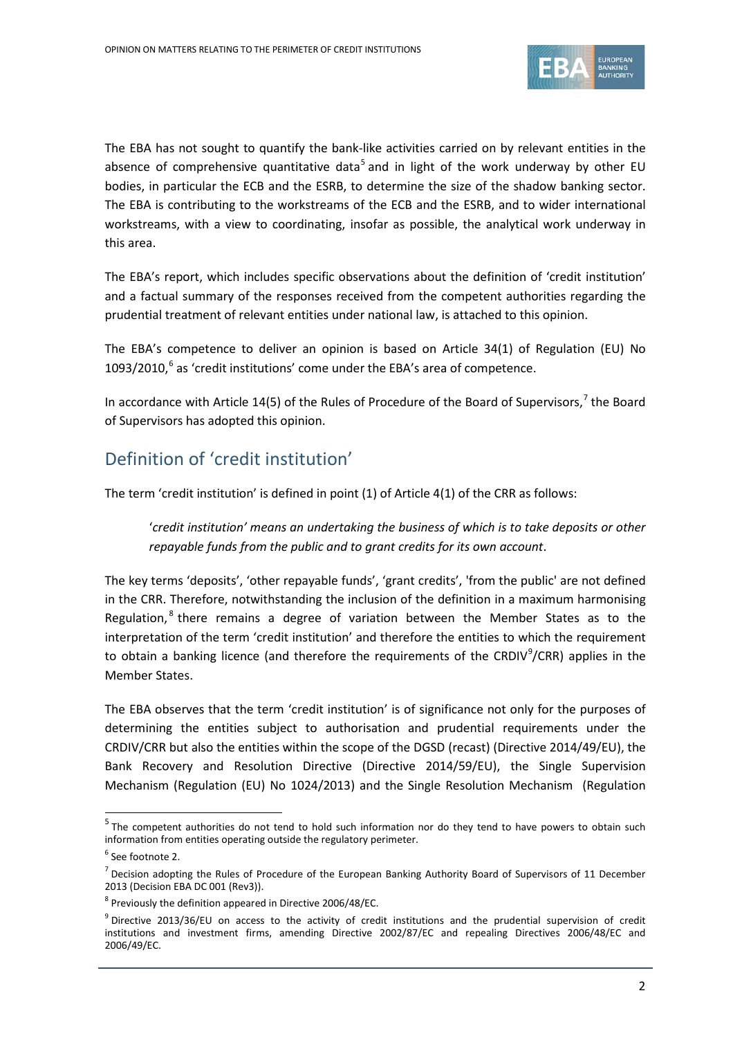The EBA has not sought to quantify the bank-like activities carried on by relevant entities in the absence of comprehensive quantitative data[5] and in light of the work underway by other EU bodies, in particular the ECB and the ESRB, to determine the size of the shadow banking sector. The EBA is contributing to the workstreams of the ECB and the ESRB, and to wider international workstreams, with a view to coordinating, insofar as possible, the analytical work underway in this area.

The EBA's report, which includes specific observations about the definition of 'credit institution' and a factual summary of the responses received from the competent authorities regarding the prudential treatment of relevant entities under national law, is attached to this opinion.

The EBA's competence to deliver an opinion is based on Article 34(1) of Regulation (EU) No 1093/2010,[6] as 'credit institutions' come under the EBA's area of competence.

In accordance with Article 14(5) of the Rules of Procedure of the Board of Supervisors,[7] the Board of Supervisors has adopted this opinion.

## Definition of 'credit institution'

The term 'credit institution' is defined in point (1) of Article 4(1) of the CRR as follows:

> '*credit institution' means an undertaking the business of which is to take deposits or other repayable funds from the public and to grant credits for its own account*.

The key terms 'deposits', 'other repayable funds', 'grant credits', 'from the public' are not defined in the CRR. Therefore, notwithstanding the inclusion of the definition in a maximum harmonising Regulation,[8] there remains a degree of variation between the Member States as to the interpretation of the term 'credit institution' and therefore the entities to which the requirement to obtain a banking licence (and therefore the requirements of the CRDIV[9]/CRR) applies in the Member States.

The EBA observes that the term 'credit institution' is of significance not only for the purposes of determining the entities subject to authorisation and prudential requirements under the CRDIV/CRR but also the entities within the scope of the DGSD (recast) (Directive 2014/49/EU), the Bank Recovery and Resolution Directive (Directive 2014/59/EU), the Single Supervision Mechanism (Regulation (EU) No 1024/2013) and the Single Resolution Mechanism (Regulation

---

[5] The competent authorities do not tend to hold such information nor do they tend to have powers to obtain such information from entities operating outside the regulatory perimeter.

[6] See footnote 2.

[7] Decision adopting the Rules of Procedure of the European Banking Authority Board of Supervisors of 11 December 2013 (Decision EBA DC 001 (Rev3)).

[8] Previously the definition appeared in Directive 2006/48/EC.

[9] Directive 2013/36/EU on access to the activity of credit institutions and the prudential supervision of credit institutions and investment firms, amending Directive 2002/87/EC and repealing Directives 2006/48/EC and 2006/49/EC.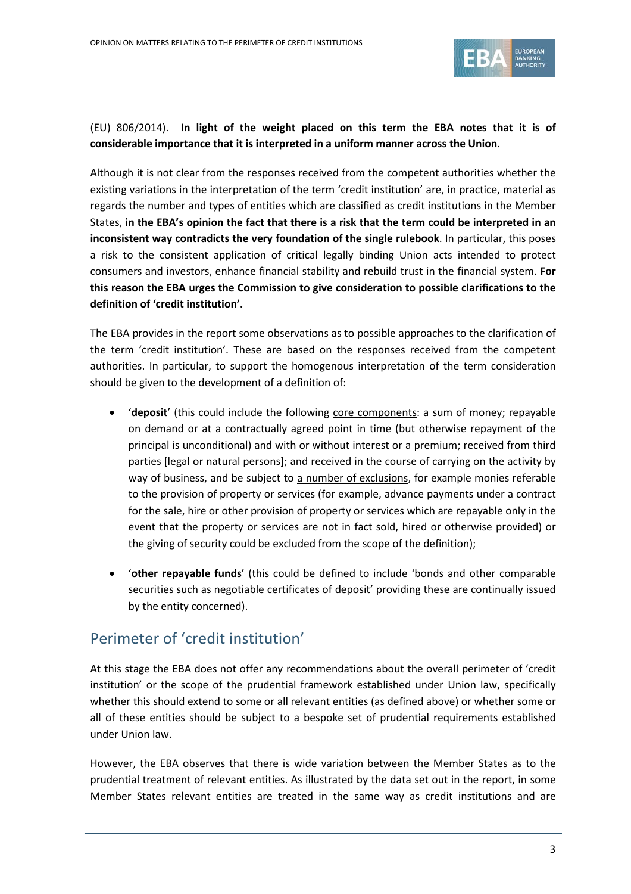(EU) 806/2014). **In light of the weight placed on this term the EBA notes that it is of considerable importance that it is interpreted in a uniform manner across the Union**.

Although it is not clear from the responses received from the competent authorities whether the existing variations in the interpretation of the term 'credit institution' are, in practice, material as regards the number and types of entities which are classified as credit institutions in the Member States, **in the EBA's opinion the fact that there is a risk that the term could be interpreted in an inconsistent way contradicts the very foundation of the single rulebook**. In particular, this poses a risk to the consistent application of critical legally binding Union acts intended to protect consumers and investors, enhance financial stability and rebuild trust in the financial system. **For this reason the EBA urges the Commission to give consideration to possible clarifications to the definition of 'credit institution'.**

The EBA provides in the report some observations as to possible approaches to the clarification of the term 'credit institution'. These are based on the responses received from the competent authorities. In particular, to support the homogenous interpretation of the term consideration should be given to the development of a definition of:

- '**deposit**' (this could include the following <u>core components</u>: a sum of money; repayable on demand or at a contractually agreed point in time (but otherwise repayment of the principal is unconditional) and with or without interest or a premium; received from third parties [legal or natural persons]; and received in the course of carrying on the activity by way of business, and be subject to <u>a number of exclusions</u>, for example monies referable to the provision of property or services (for example, advance payments under a contract for the sale, hire or other provision of property or services which are repayable only in the event that the property or services are not in fact sold, hired or otherwise provided) or the giving of security could be excluded from the scope of the definition);
- '**other repayable funds**' (this could be defined to include 'bonds and other comparable securities such as negotiable certificates of deposit' providing these are continually issued by the entity concerned).

## Perimeter of 'credit institution'

At this stage the EBA does not offer any recommendations about the overall perimeter of 'credit institution' or the scope of the prudential framework established under Union law, specifically whether this should extend to some or all relevant entities (as defined above) or whether some or all of these entities should be subject to a bespoke set of prudential requirements established under Union law.

However, the EBA observes that there is wide variation between the Member States as to the prudential treatment of relevant entities. As illustrated by the data set out in the report, in some Member States relevant entities are treated in the same way as credit institutions and are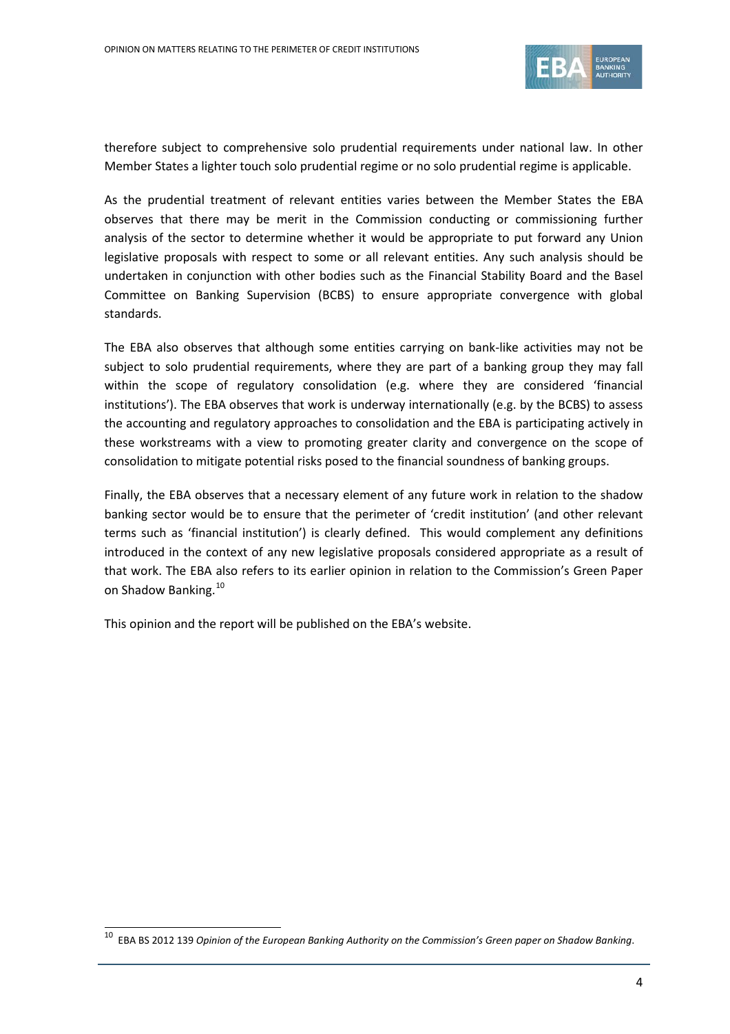therefore subject to comprehensive solo prudential requirements under national law. In other Member States a lighter touch solo prudential regime or no solo prudential regime is applicable.

As the prudential treatment of relevant entities varies between the Member States the EBA observes that there may be merit in the Commission conducting or commissioning further analysis of the sector to determine whether it would be appropriate to put forward any Union legislative proposals with respect to some or all relevant entities. Any such analysis should be undertaken in conjunction with other bodies such as the Financial Stability Board and the Basel Committee on Banking Supervision (BCBS) to ensure appropriate convergence with global standards.

The EBA also observes that although some entities carrying on bank-like activities may not be subject to solo prudential requirements, where they are part of a banking group they may fall within the scope of regulatory consolidation (e.g. where they are considered 'financial institutions'). The EBA observes that work is underway internationally (e.g. by the BCBS) to assess the accounting and regulatory approaches to consolidation and the EBA is participating actively in these workstreams with a view to promoting greater clarity and convergence on the scope of consolidation to mitigate potential risks posed to the financial soundness of banking groups.

Finally, the EBA observes that a necessary element of any future work in relation to the shadow banking sector would be to ensure that the perimeter of 'credit institution' (and other relevant terms such as 'financial institution') is clearly defined. This would complement any definitions introduced in the context of any new legislative proposals considered appropriate as a result of that work. The EBA also refers to its earlier opinion in relation to the Commission's Green Paper on Shadow Banking.[10]

This opinion and the report will be published on the EBA's website.

---

[10] EBA BS 2012 139 *Opinion of the European Banking Authority on the Commission's Green paper on Shadow Banking*.